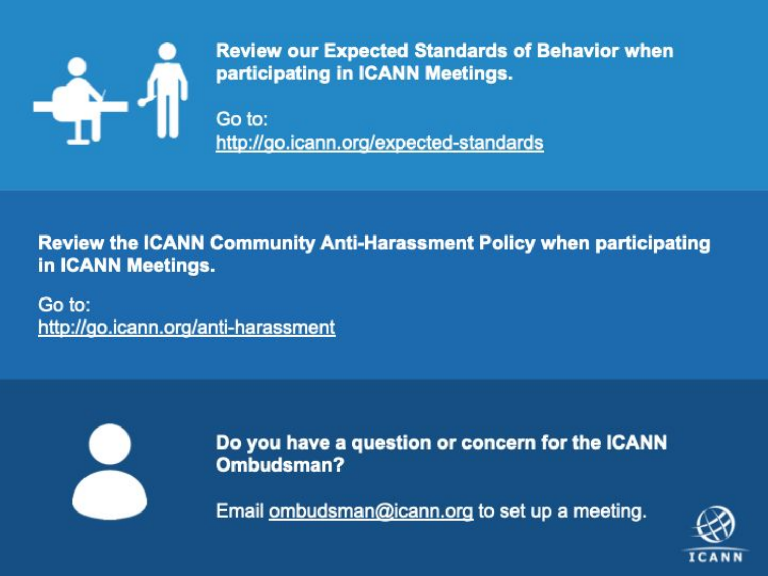**Review our Expected Standards of Behavior when participating in ICANN Meetings.**

Go to:
http://go.icann.org/expected-standards

**Review the ICANN Community Anti-Harassment Policy when participating in ICANN Meetings.**

Go to:
http://go.icann.org/anti-harassment

**Do you have a question or concern for the ICANN Ombudsman?**

Email ombudsman@icann.org to set up a meeting.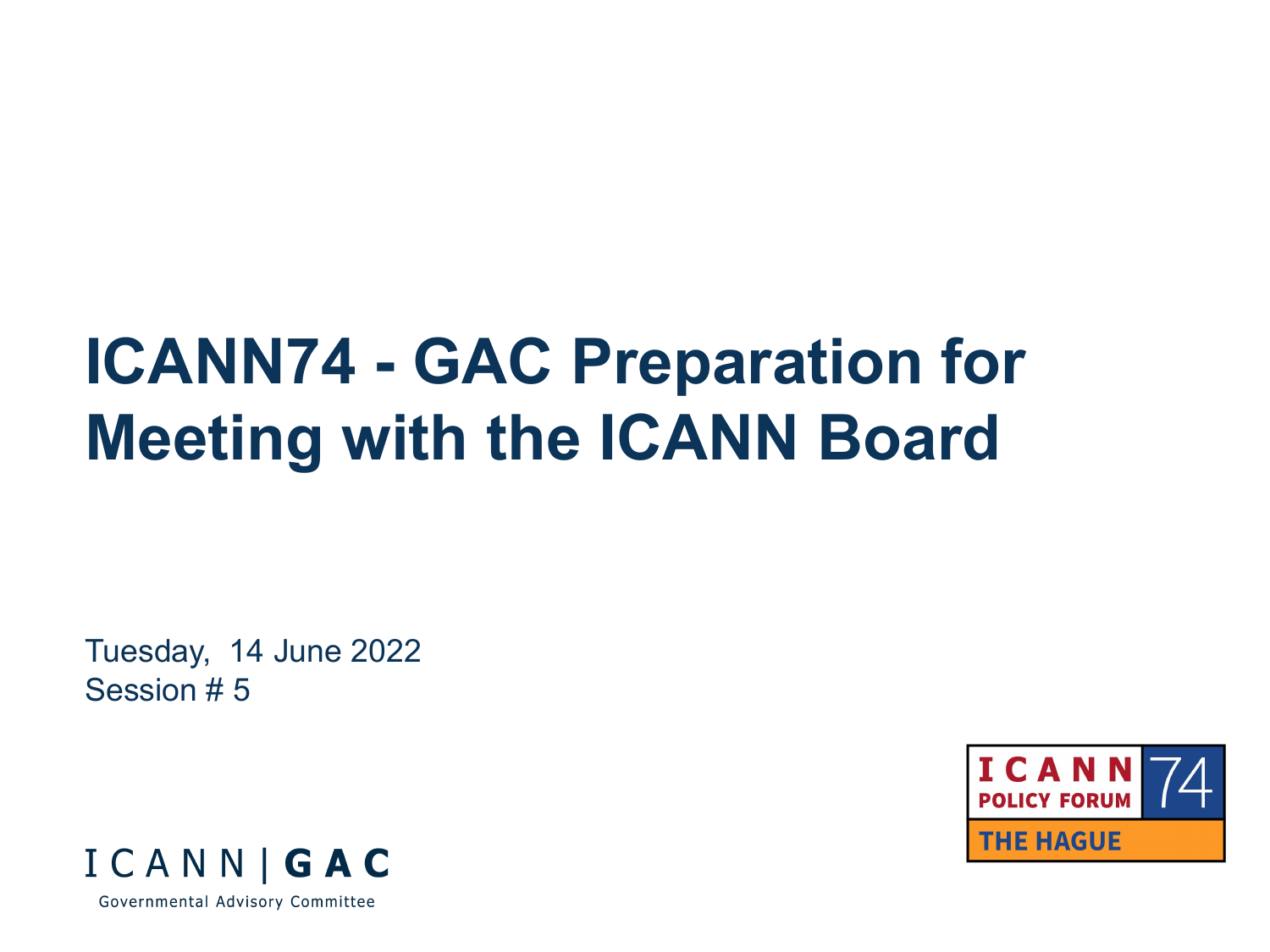# ICANN74 - GAC Preparation for Meeting with the ICANN Board

Tuesday, 14 June 2022
Session # 5

ICANN | GAC
Governmental Advisory Committee

ICANN 74
POLICY FORUM
THE HAGUE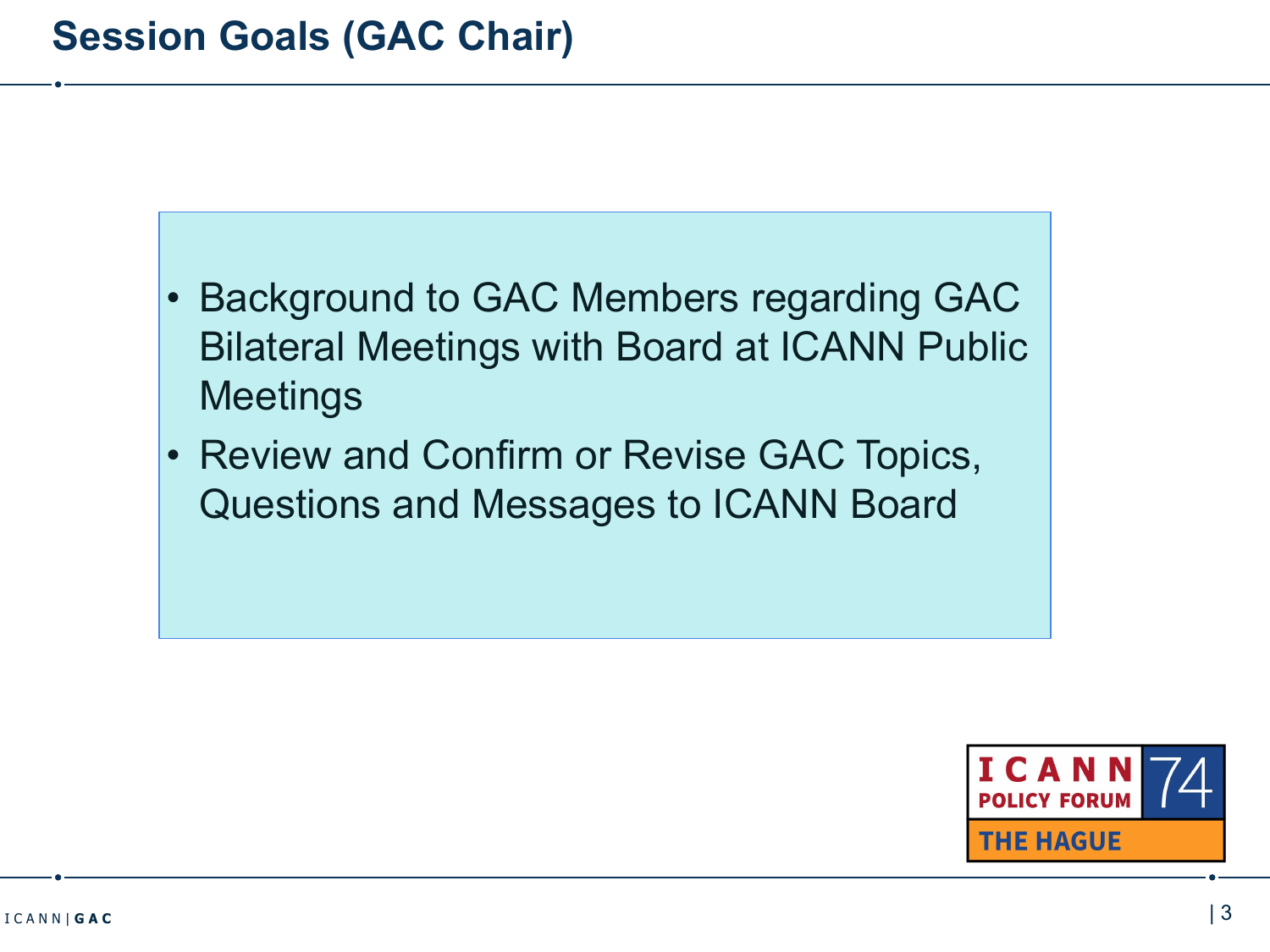# Session Goals (GAC Chair)

- Background to GAC Members regarding GAC Bilateral Meetings with Board at ICANN Public Meetings
- Review and Confirm or Revise GAC Topics, Questions and Messages to ICANN Board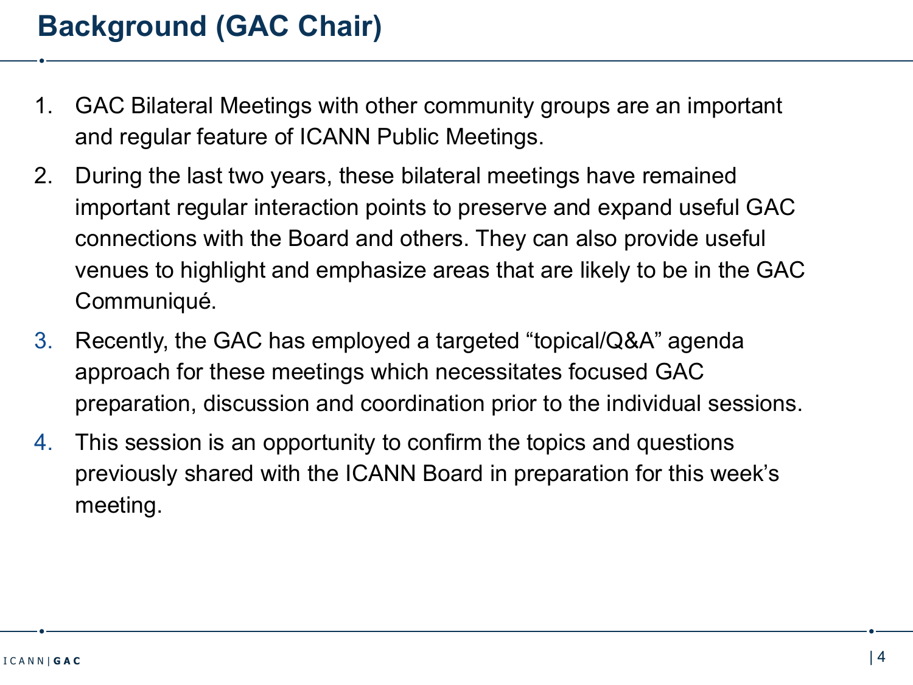# Background (GAC Chair)

1. GAC Bilateral Meetings with other community groups are an important and regular feature of ICANN Public Meetings.
2. During the last two years, these bilateral meetings have remained important regular interaction points to preserve and expand useful GAC connections with the Board and others. They can also provide useful venues to highlight and emphasize areas that are likely to be in the GAC Communiqué.
3. Recently, the GAC has employed a targeted "topical/Q&A" agenda approach for these meetings which necessitates focused GAC preparation, discussion and coordination prior to the individual sessions.
4. This session is an opportunity to confirm the topics and questions previously shared with the ICANN Board in preparation for this week's meeting.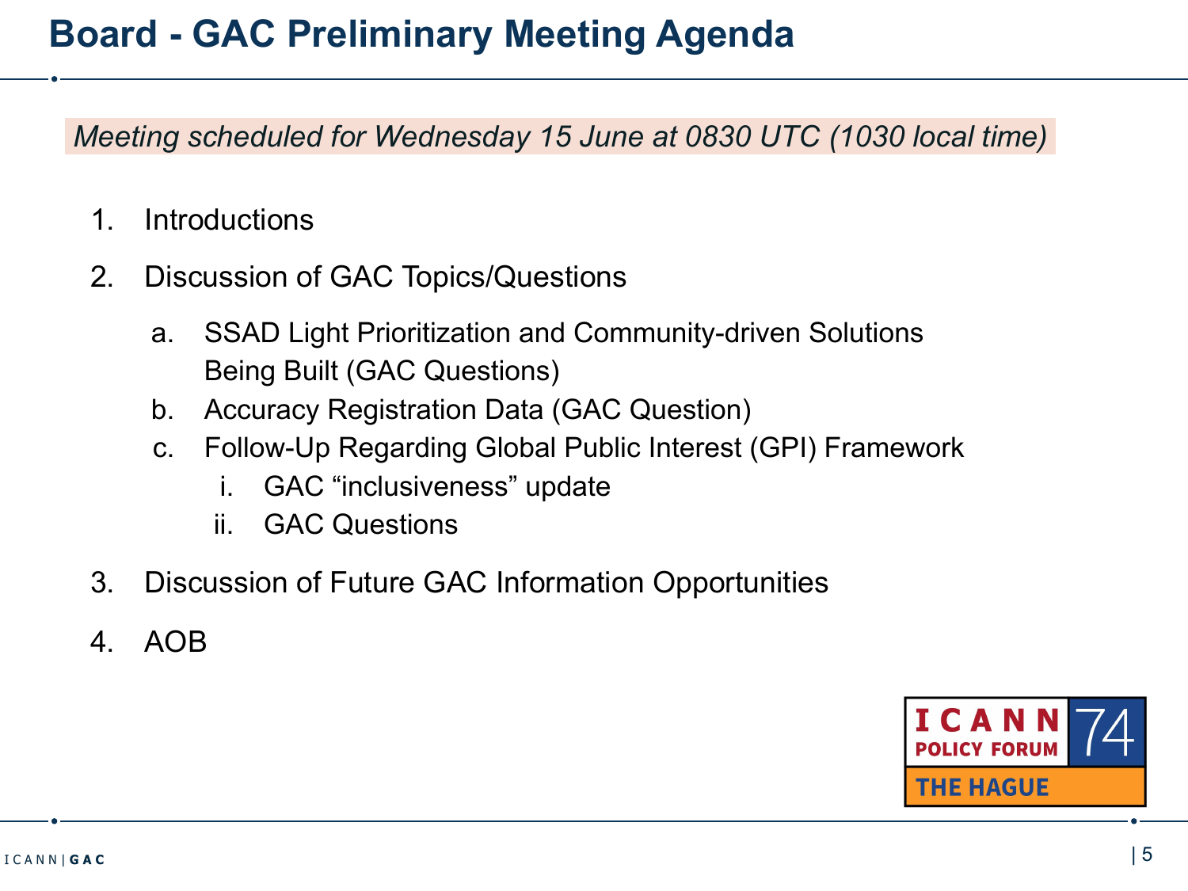# Board - GAC Preliminary Meeting Agenda

*Meeting scheduled for Wednesday 15 June at 0830 UTC (1030 local time)*

1. Introductions
2. Discussion of GAC Topics/Questions
   a. SSAD Light Prioritization and Community-driven Solutions Being Built (GAC Questions)
   b. Accuracy Registration Data (GAC Question)
   c. Follow-Up Regarding Global Public Interest (GPI) Framework
      i. GAC "inclusiveness" update
      ii. GAC Questions
3. Discussion of Future GAC Information Opportunities
4. AOB

ICANN POLICY FORUM 74 THE HAGUE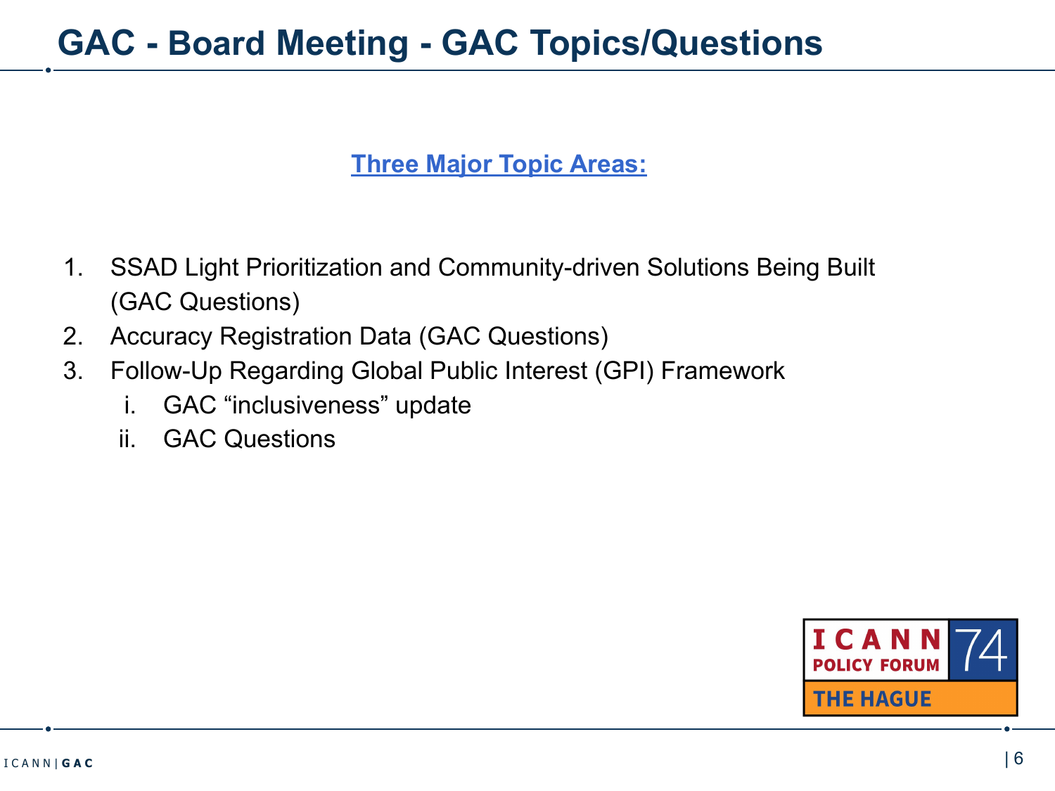# GAC - Board Meeting - GAC Topics/Questions

**Three Major Topic Areas:**

1. SSAD Light Prioritization and Community-driven Solutions Being Built (GAC Questions)
2. Accuracy Registration Data (GAC Questions)
3. Follow-Up Regarding Global Public Interest (GPI) Framework
   i. GAC "inclusiveness" update
   ii. GAC Questions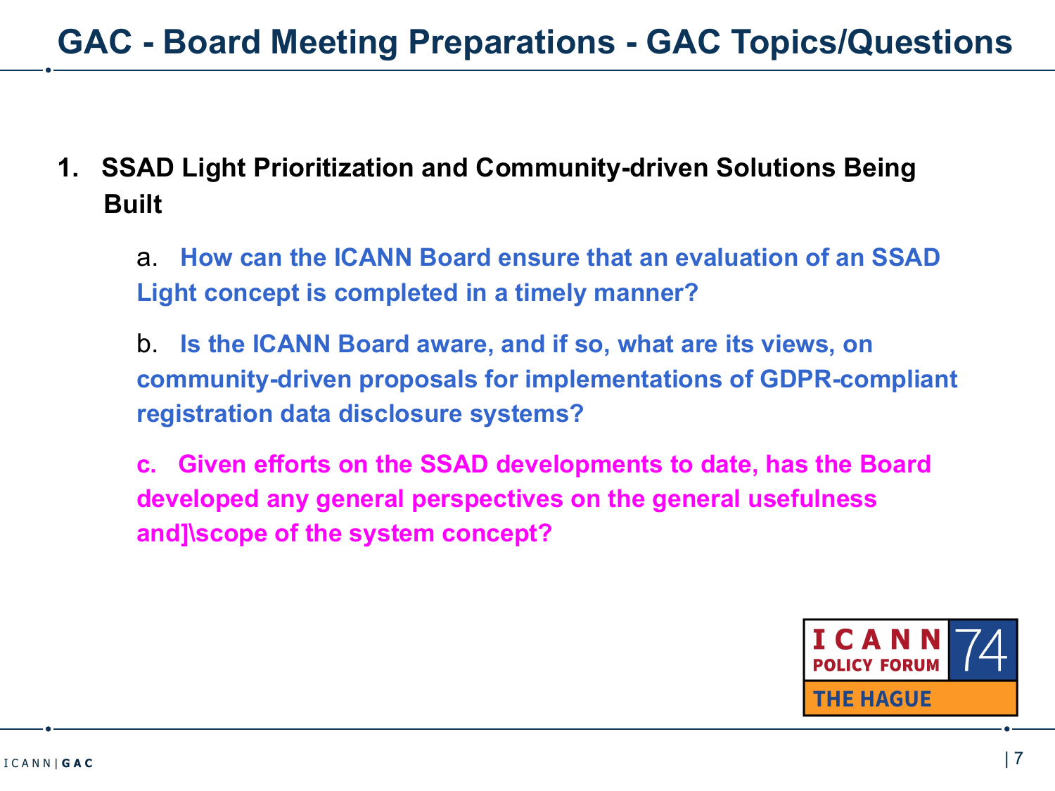# GAC - Board Meeting Preparations - GAC Topics/Questions

1. **SSAD Light Prioritization and Community-driven Solutions Being Built**

   a. **How can the ICANN Board ensure that an evaluation of an SSAD Light concept is completed in a timely manner?**

   b. **Is the ICANN Board aware, and if so, what are its views, on community-driven proposals for implementations of GDPR-compliant registration data disclosure systems?**

   **c. Given efforts on the SSAD developments to date, has the Board developed any general perspectives on the general usefulness and]\scope of the system concept?**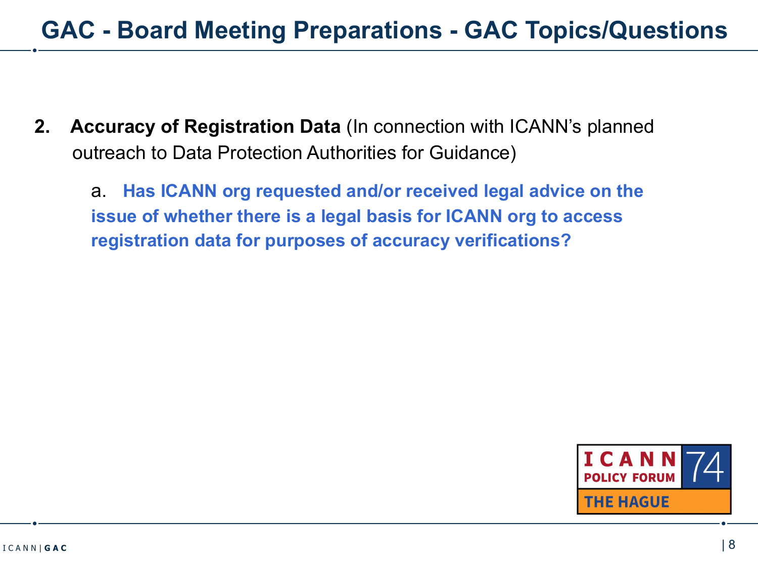# GAC - Board Meeting Preparations - GAC Topics/Questions

2. **Accuracy of Registration Data** (In connection with ICANN's planned outreach to Data Protection Authorities for Guidance)

   a. **Has ICANN org requested and/or received legal advice on the issue of whether there is a legal basis for ICANN org to access registration data for purposes of accuracy verifications?**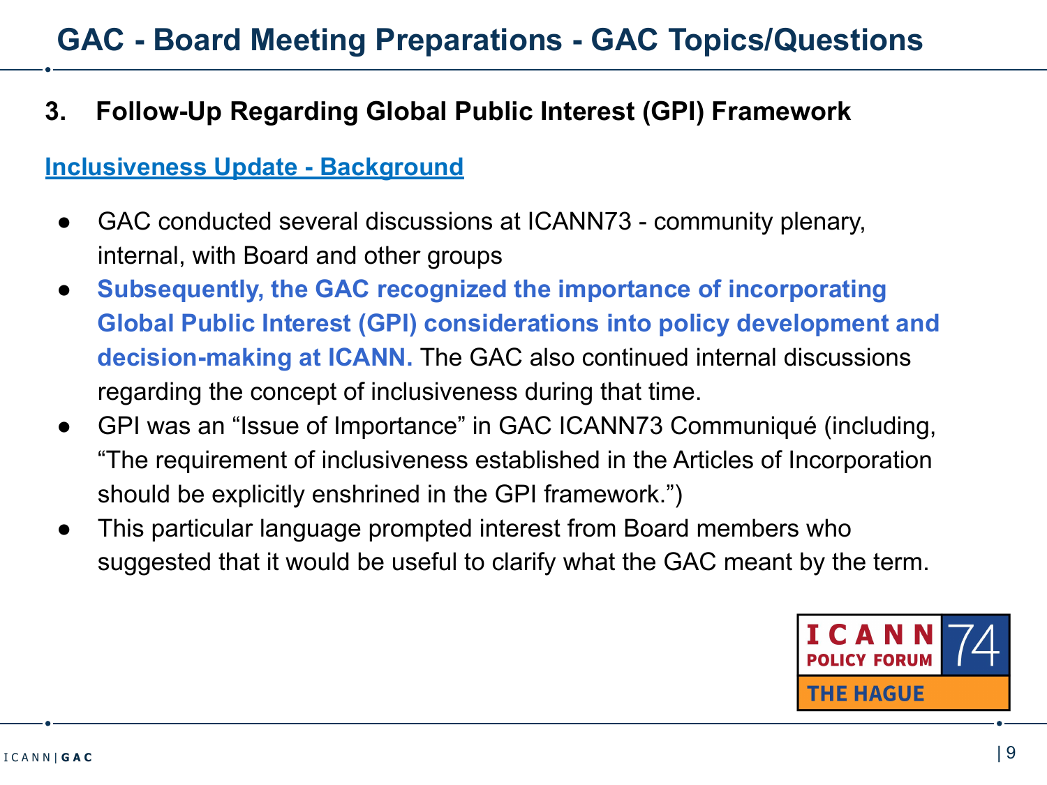# GAC - Board Meeting Preparations - GAC Topics/Questions

## 3. Follow-Up Regarding Global Public Interest (GPI) Framework

### Inclusiveness Update - Background

- GAC conducted several discussions at ICANN73 - community plenary, internal, with Board and other groups
- **Subsequently, the GAC recognized the importance of incorporating Global Public Interest (GPI) considerations into policy development and decision-making at ICANN.** The GAC also continued internal discussions regarding the concept of inclusiveness during that time.
- GPI was an "Issue of Importance" in GAC ICANN73 Communiqué (including, "The requirement of inclusiveness established in the Articles of Incorporation should be explicitly enshrined in the GPI framework.")
- This particular language prompted interest from Board members who suggested that it would be useful to clarify what the GAC meant by the term.

ICANN POLICY FORUM 74 THE HAGUE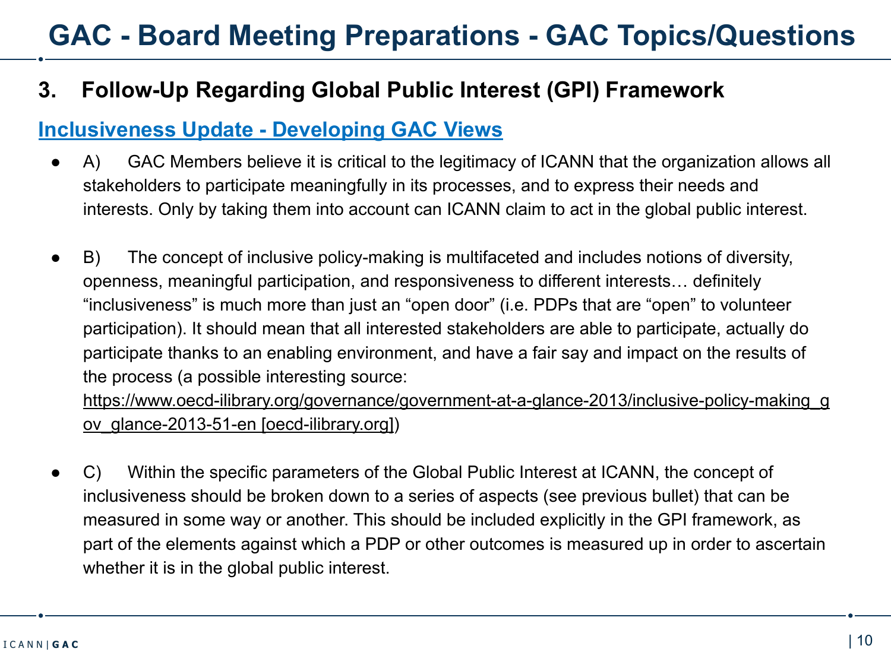# GAC - Board Meeting Preparations - GAC Topics/Questions

## 3. Follow-Up Regarding Global Public Interest (GPI) Framework

### Inclusiveness Update - Developing GAC Views

- A) GAC Members believe it is critical to the legitimacy of ICANN that the organization allows all stakeholders to participate meaningfully in its processes, and to express their needs and interests. Only by taking them into account can ICANN claim to act in the global public interest.

- B) The concept of inclusive policy-making is multifaceted and includes notions of diversity, openness, meaningful participation, and responsiveness to different interests… definitely "inclusiveness" is much more than just an "open door" (i.e. PDPs that are "open" to volunteer participation). It should mean that all interested stakeholders are able to participate, actually do participate thanks to an enabling environment, and have a fair say and impact on the results of the process (a possible interesting source: https://www.oecd-ilibrary.org/governance/government-at-a-glance-2013/inclusive-policy-making_gov_glance-2013-51-en [oecd-ilibrary.org])

- C) Within the specific parameters of the Global Public Interest at ICANN, the concept of inclusiveness should be broken down to a series of aspects (see previous bullet) that can be measured in some way or another. This should be included explicitly in the GPI framework, as part of the elements against which a PDP or other outcomes is measured up in order to ascertain whether it is in the global public interest.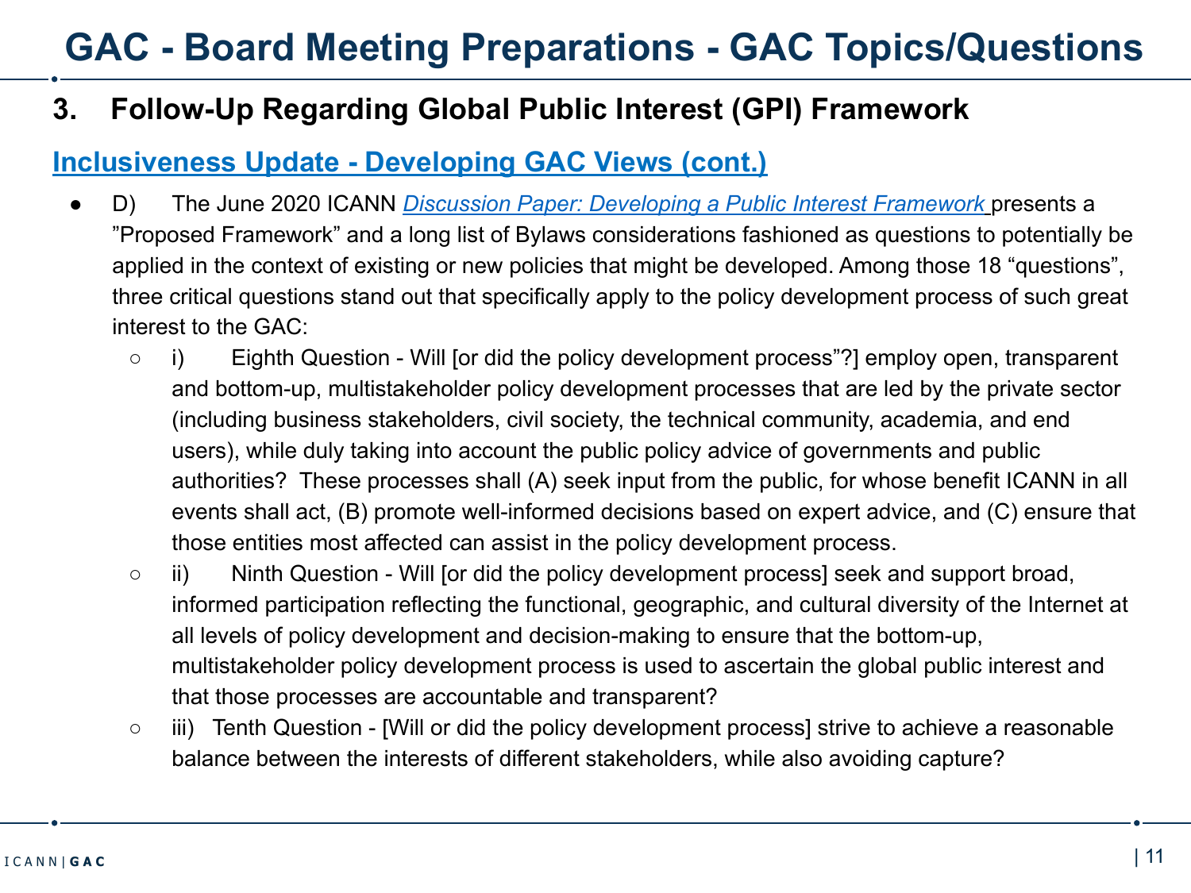# GAC - Board Meeting Preparations - GAC Topics/Questions

## 3. Follow-Up Regarding Global Public Interest (GPI) Framework

### Inclusiveness Update - Developing GAC Views (cont.)

- D) The June 2020 ICANN *Discussion Paper: Developing a Public Interest Framework* presents a "Proposed Framework" and a long list of Bylaws considerations fashioned as questions to potentially be applied in the context of existing or new policies that might be developed. Among those 18 "questions", three critical questions stand out that specifically apply to the policy development process of such great interest to the GAC:
  - i) Eighth Question - Will [or did the policy development process"?] employ open, transparent and bottom-up, multistakeholder policy development processes that are led by the private sector (including business stakeholders, civil society, the technical community, academia, and end users), while duly taking into account the public policy advice of governments and public authorities? These processes shall (A) seek input from the public, for whose benefit ICANN in all events shall act, (B) promote well-informed decisions based on expert advice, and (C) ensure that those entities most affected can assist in the policy development process.
  - ii) Ninth Question - Will [or did the policy development process] seek and support broad, informed participation reflecting the functional, geographic, and cultural diversity of the Internet at all levels of policy development and decision-making to ensure that the bottom-up, multistakeholder policy development process is used to ascertain the global public interest and that those processes are accountable and transparent?
  - iii) Tenth Question - [Will or did the policy development process] strive to achieve a reasonable balance between the interests of different stakeholders, while also avoiding capture?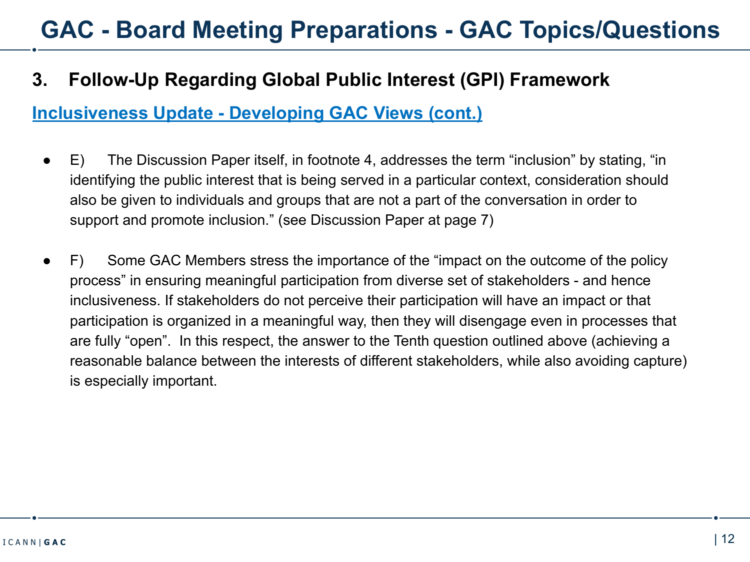# GAC - Board Meeting Preparations - GAC Topics/Questions

## 3. Follow-Up Regarding Global Public Interest (GPI) Framework

**Inclusiveness Update - Developing GAC Views (cont.)**

- E) The Discussion Paper itself, in footnote 4, addresses the term "inclusion" by stating, "in identifying the public interest that is being served in a particular context, consideration should also be given to individuals and groups that are not a part of the conversation in order to support and promote inclusion." (see Discussion Paper at page 7)

- F) Some GAC Members stress the importance of the "impact on the outcome of the policy process" in ensuring meaningful participation from diverse set of stakeholders - and hence inclusiveness. If stakeholders do not perceive their participation will have an impact or that participation is organized in a meaningful way, then they will disengage even in processes that are fully "open". In this respect, the answer to the Tenth question outlined above (achieving a reasonable balance between the interests of different stakeholders, while also avoiding capture) is especially important.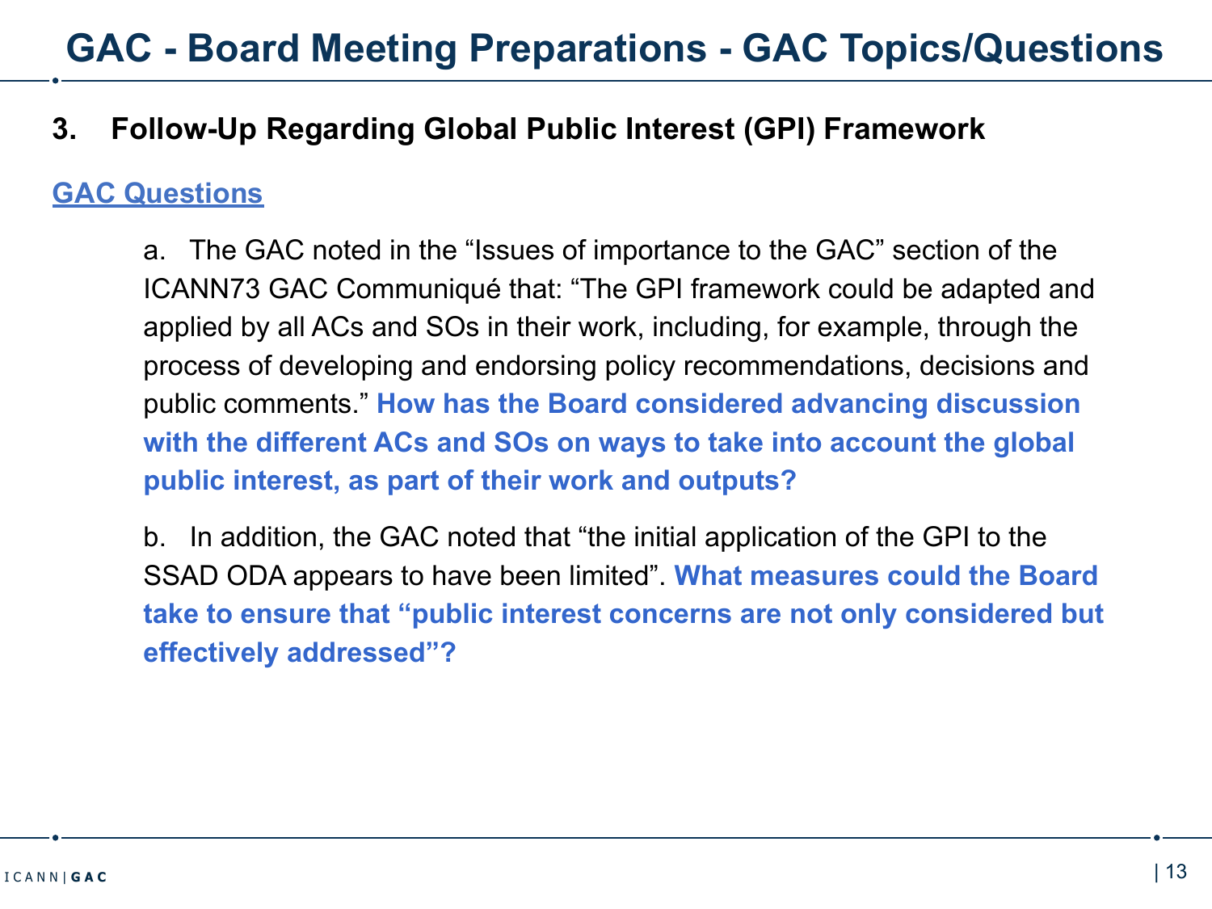# GAC - Board Meeting Preparations - GAC Topics/Questions

## 3. Follow-Up Regarding Global Public Interest (GPI) Framework

**GAC Questions**

a. The GAC noted in the "Issues of importance to the GAC" section of the ICANN73 GAC Communiqué that: "The GPI framework could be adapted and applied by all ACs and SOs in their work, including, for example, through the process of developing and endorsing policy recommendations, decisions and public comments." **How has the Board considered advancing discussion with the different ACs and SOs on ways to take into account the global public interest, as part of their work and outputs?**

b. In addition, the GAC noted that "the initial application of the GPI to the SSAD ODA appears to have been limited". **What measures could the Board take to ensure that "public interest concerns are not only considered but effectively addressed"?**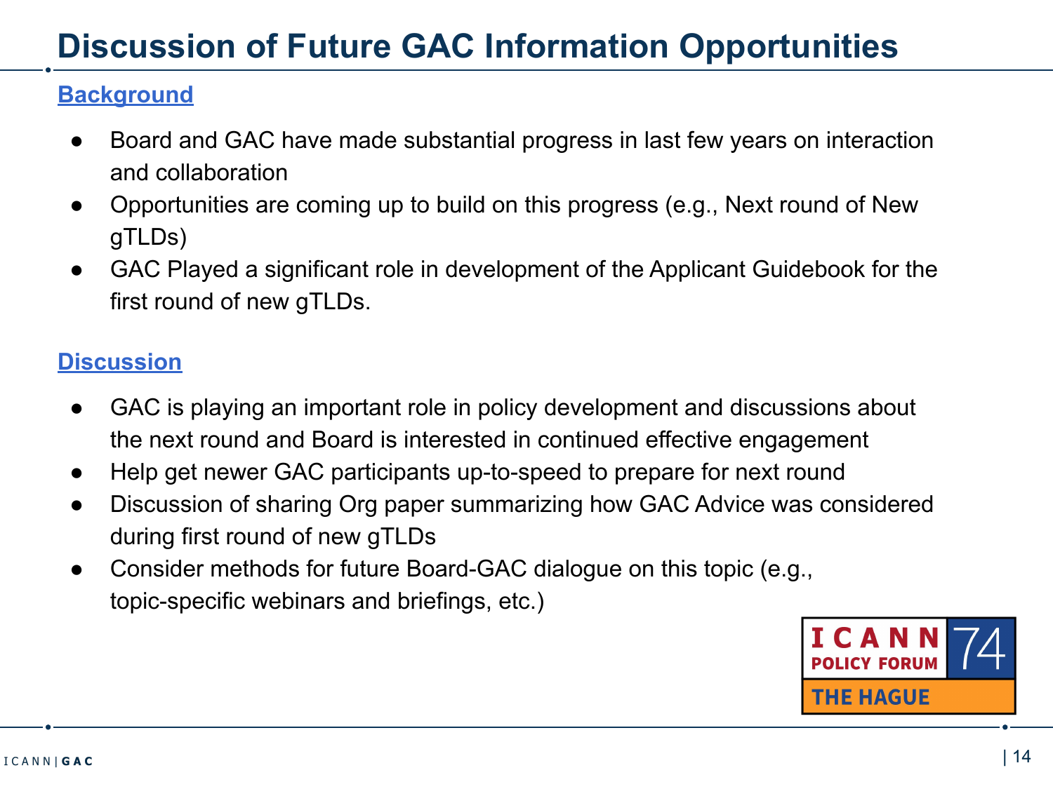# Discussion of Future GAC Information Opportunities

## Background

- Board and GAC have made substantial progress in last few years on interaction and collaboration
- Opportunities are coming up to build on this progress (e.g., Next round of New gTLDs)
- GAC Played a significant role in development of the Applicant Guidebook for the first round of new gTLDs.

## Discussion

- GAC is playing an important role in policy development and discussions about the next round and Board is interested in continued effective engagement
- Help get newer GAC participants up-to-speed to prepare for next round
- Discussion of sharing Org paper summarizing how GAC Advice was considered during first round of new gTLDs
- Consider methods for future Board-GAC dialogue on this topic (e.g., topic-specific webinars and briefings, etc.)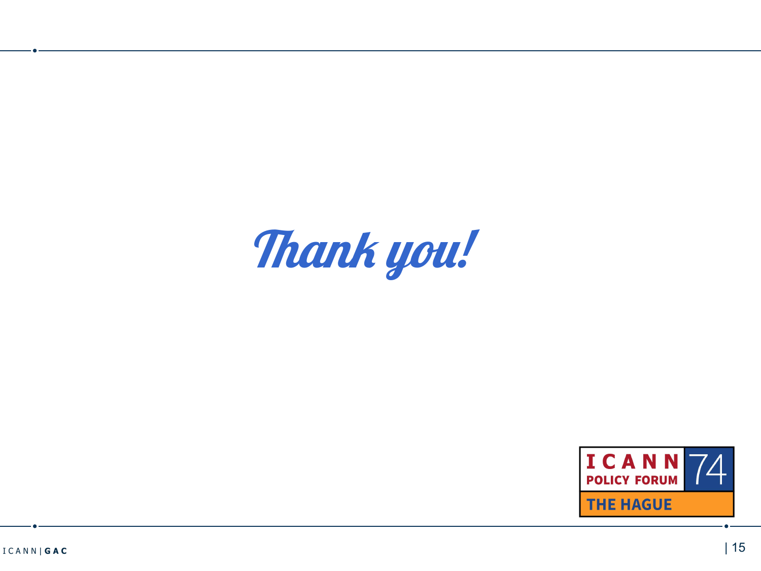# Thank you!